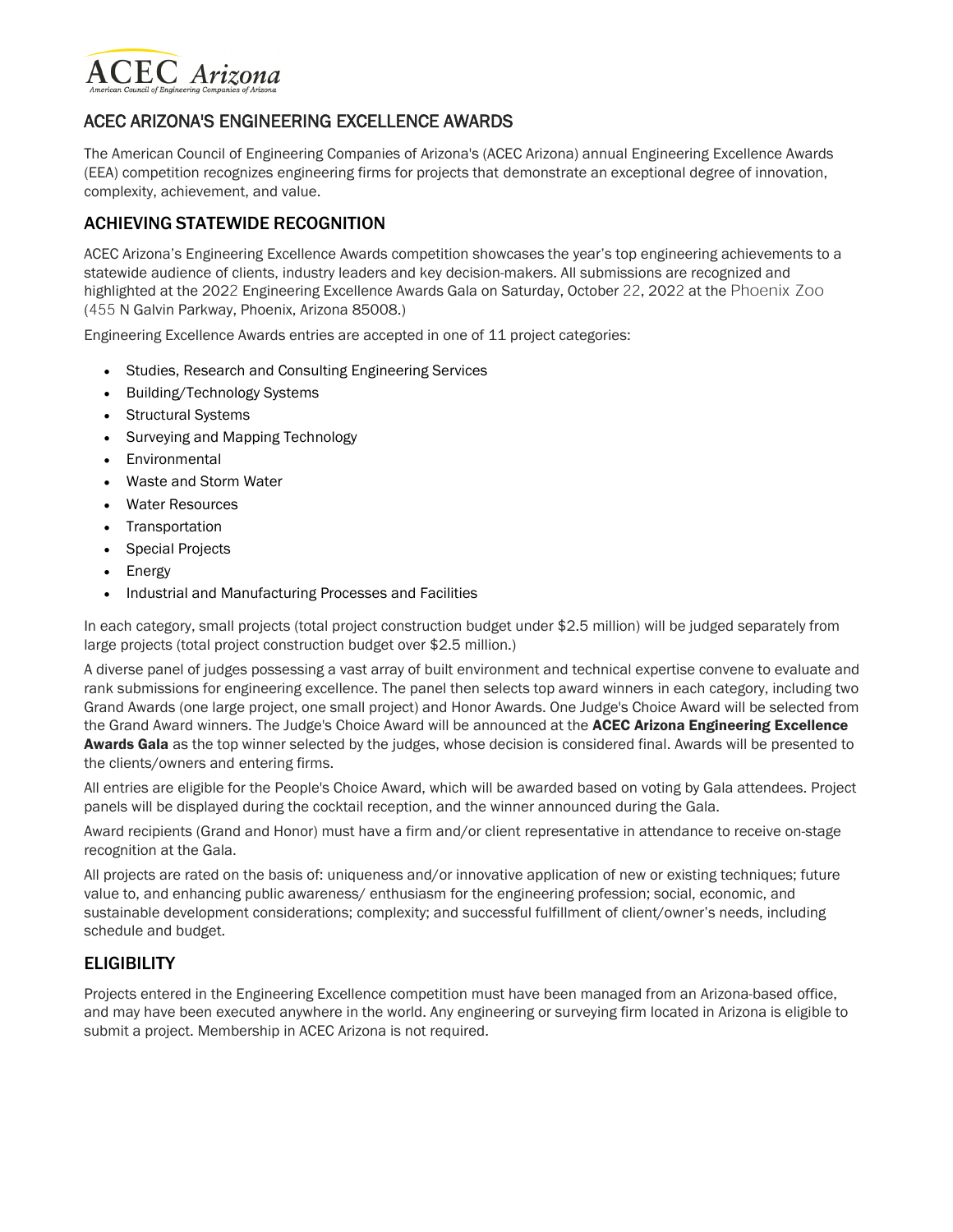ACEC Arizona
American Council of Engineering Companies of Arizona

## ACEC ARIZONA'S ENGINEERING EXCELLENCE AWARDS

The American Council of Engineering Companies of Arizona's (ACEC Arizona) annual Engineering Excellence Awards (EEA) competition recognizes engineering firms for projects that demonstrate an exceptional degree of innovation, complexity, achievement, and value.

## ACHIEVING STATEWIDE RECOGNITION

ACEC Arizona's Engineering Excellence Awards competition showcases the year's top engineering achievements to a statewide audience of clients, industry leaders and key decision-makers. All submissions are recognized and highlighted at the 2022 Engineering Excellence Awards Gala on Saturday, October 22, 2022 at the Phoenix Zoo (455 N Galvin Parkway, Phoenix, Arizona 85008.)

Engineering Excellence Awards entries are accepted in one of 11 project categories:

- Studies, Research and Consulting Engineering Services
- Building/Technology Systems
- Structural Systems
- Surveying and Mapping Technology
- Environmental
- Waste and Storm Water
- Water Resources
- Transportation
- Special Projects
- Energy
- Industrial and Manufacturing Processes and Facilities

In each category, small projects (total project construction budget under $2.5 million) will be judged separately from large projects (total project construction budget over $2.5 million.)

A diverse panel of judges possessing a vast array of built environment and technical expertise convene to evaluate and rank submissions for engineering excellence. The panel then selects top award winners in each category, including two Grand Awards (one large project, one small project) and Honor Awards. One Judge's Choice Award will be selected from the Grand Award winners. The Judge's Choice Award will be announced at the **ACEC Arizona Engineering Excellence Awards Gala** as the top winner selected by the judges, whose decision is considered final. Awards will be presented to the clients/owners and entering firms.

All entries are eligible for the People's Choice Award, which will be awarded based on voting by Gala attendees. Project panels will be displayed during the cocktail reception, and the winner announced during the Gala.

Award recipients (Grand and Honor) must have a firm and/or client representative in attendance to receive on-stage recognition at the Gala.

All projects are rated on the basis of: uniqueness and/or innovative application of new or existing techniques; future value to, and enhancing public awareness/ enthusiasm for the engineering profession; social, economic, and sustainable development considerations; complexity; and successful fulfillment of client/owner's needs, including schedule and budget.

## ELIGIBILITY

Projects entered in the Engineering Excellence competition must have been managed from an Arizona-based office, and may have been executed anywhere in the world. Any engineering or surveying firm located in Arizona is eligible to submit a project. Membership in ACEC Arizona is not required.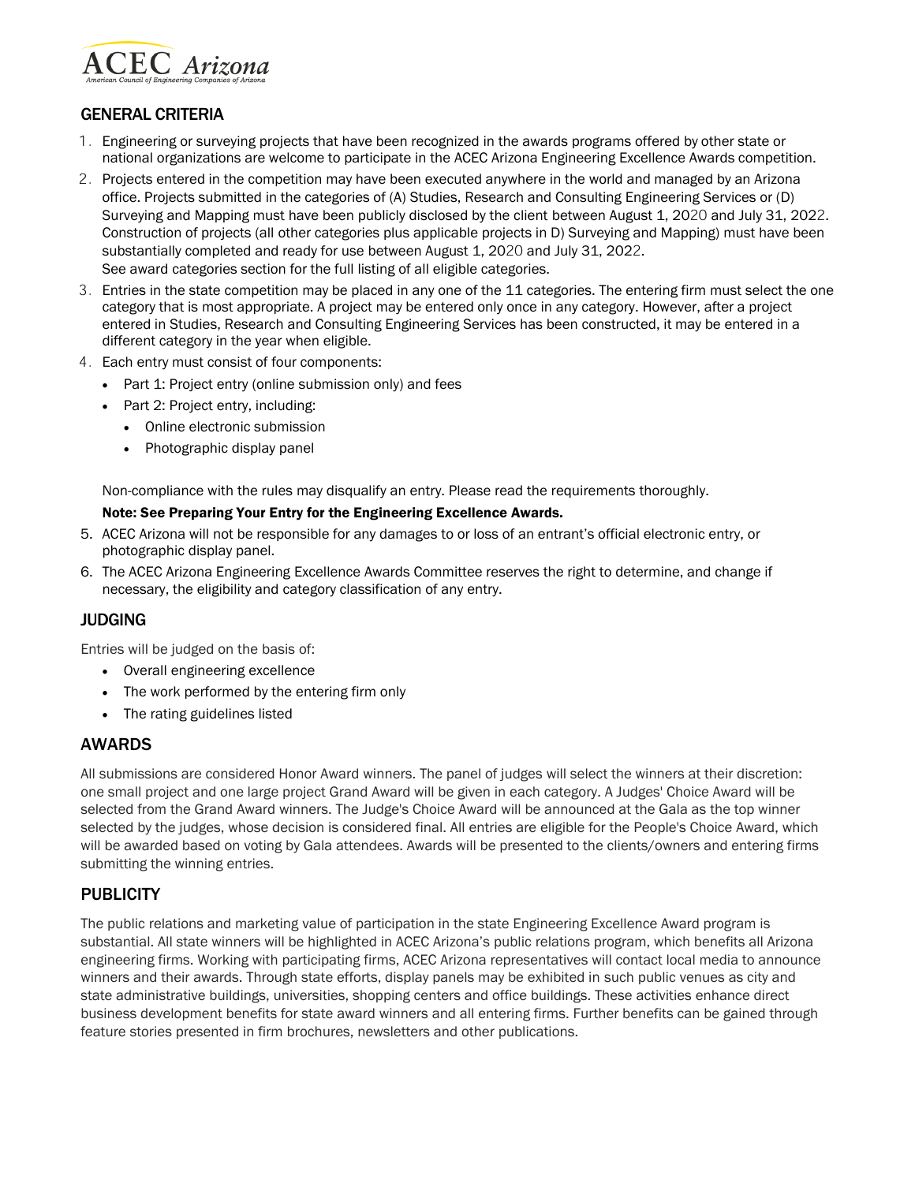## GENERAL CRITERIA

1. Engineering or surveying projects that have been recognized in the awards programs offered by other state or national organizations are welcome to participate in the ACEC Arizona Engineering Excellence Awards competition.
2. Projects entered in the competition may have been executed anywhere in the world and managed by an Arizona office. Projects submitted in the categories of (A) Studies, Research and Consulting Engineering Services or (D) Surveying and Mapping must have been publicly disclosed by the client between August 1, 2020 and July 31, 2022. Construction of projects (all other categories plus applicable projects in D) Surveying and Mapping) must have been substantially completed and ready for use between August 1, 2020 and July 31, 2022. See award categories section for the full listing of all eligible categories.
3. Entries in the state competition may be placed in any one of the 11 categories. The entering firm must select the one category that is most appropriate. A project may be entered only once in any category. However, after a project entered in Studies, Research and Consulting Engineering Services has been constructed, it may be entered in a different category in the year when eligible.
4. Each entry must consist of four components:
   - Part 1: Project entry (online submission only) and fees
   - Part 2: Project entry, including:
     - Online electronic submission
     - Photographic display panel

   Non-compliance with the rules may disqualify an entry. Please read the requirements thoroughly.

   **Note: See Preparing Your Entry for the Engineering Excellence Awards.**
5. ACEC Arizona will not be responsible for any damages to or loss of an entrant's official electronic entry, or photographic display panel.
6. The ACEC Arizona Engineering Excellence Awards Committee reserves the right to determine, and change if necessary, the eligibility and category classification of any entry.

## JUDGING

Entries will be judged on the basis of:

- Overall engineering excellence
- The work performed by the entering firm only
- The rating guidelines listed

## AWARDS

All submissions are considered Honor Award winners. The panel of judges will select the winners at their discretion: one small project and one large project Grand Award will be given in each category. A Judges' Choice Award will be selected from the Grand Award winners. The Judge's Choice Award will be announced at the Gala as the top winner selected by the judges, whose decision is considered final. All entries are eligible for the People's Choice Award, which will be awarded based on voting by Gala attendees. Awards will be presented to the clients/owners and entering firms submitting the winning entries.

## PUBLICITY

The public relations and marketing value of participation in the state Engineering Excellence Award program is substantial. All state winners will be highlighted in ACEC Arizona's public relations program, which benefits all Arizona engineering firms. Working with participating firms, ACEC Arizona representatives will contact local media to announce winners and their awards. Through state efforts, display panels may be exhibited in such public venues as city and state administrative buildings, universities, shopping centers and office buildings. These activities enhance direct business development benefits for state award winners and all entering firms. Further benefits can be gained through feature stories presented in firm brochures, newsletters and other publications.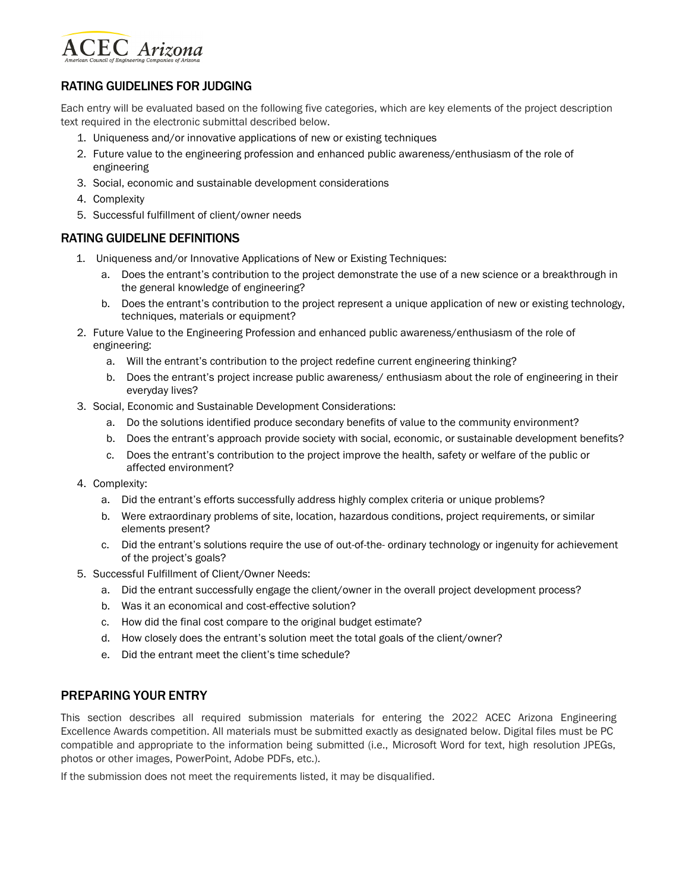## RATING GUIDELINES FOR JUDGING

Each entry will be evaluated based on the following five categories, which are key elements of the project description text required in the electronic submittal described below.

1. Uniqueness and/or innovative applications of new or existing techniques
2. Future value to the engineering profession and enhanced public awareness/enthusiasm of the role of engineering
3. Social, economic and sustainable development considerations
4. Complexity
5. Successful fulfillment of client/owner needs

## RATING GUIDELINE DEFINITIONS

1. Uniqueness and/or Innovative Applications of New or Existing Techniques:
   a. Does the entrant's contribution to the project demonstrate the use of a new science or a breakthrough in the general knowledge of engineering?
   b. Does the entrant's contribution to the project represent a unique application of new or existing technology, techniques, materials or equipment?
2. Future Value to the Engineering Profession and enhanced public awareness/enthusiasm of the role of engineering:
   a. Will the entrant's contribution to the project redefine current engineering thinking?
   b. Does the entrant's project increase public awareness/ enthusiasm about the role of engineering in their everyday lives?
3. Social, Economic and Sustainable Development Considerations:
   a. Do the solutions identified produce secondary benefits of value to the community environment?
   b. Does the entrant's approach provide society with social, economic, or sustainable development benefits?
   c. Does the entrant's contribution to the project improve the health, safety or welfare of the public or affected environment?
4. Complexity:
   a. Did the entrant's efforts successfully address highly complex criteria or unique problems?
   b. Were extraordinary problems of site, location, hazardous conditions, project requirements, or similar elements present?
   c. Did the entrant's solutions require the use of out-of-the- ordinary technology or ingenuity for achievement of the project's goals?
5. Successful Fulfillment of Client/Owner Needs:
   a. Did the entrant successfully engage the client/owner in the overall project development process?
   b. Was it an economical and cost-effective solution?
   c. How did the final cost compare to the original budget estimate?
   d. How closely does the entrant's solution meet the total goals of the client/owner?
   e. Did the entrant meet the client's time schedule?

## PREPARING YOUR ENTRY

This section describes all required submission materials for entering the 2022 ACEC Arizona Engineering Excellence Awards competition. All materials must be submitted exactly as designated below. Digital files must be PC compatible and appropriate to the information being submitted (i.e., Microsoft Word for text, high resolution JPEGs, photos or other images, PowerPoint, Adobe PDFs, etc.).

If the submission does not meet the requirements listed, it may be disqualified.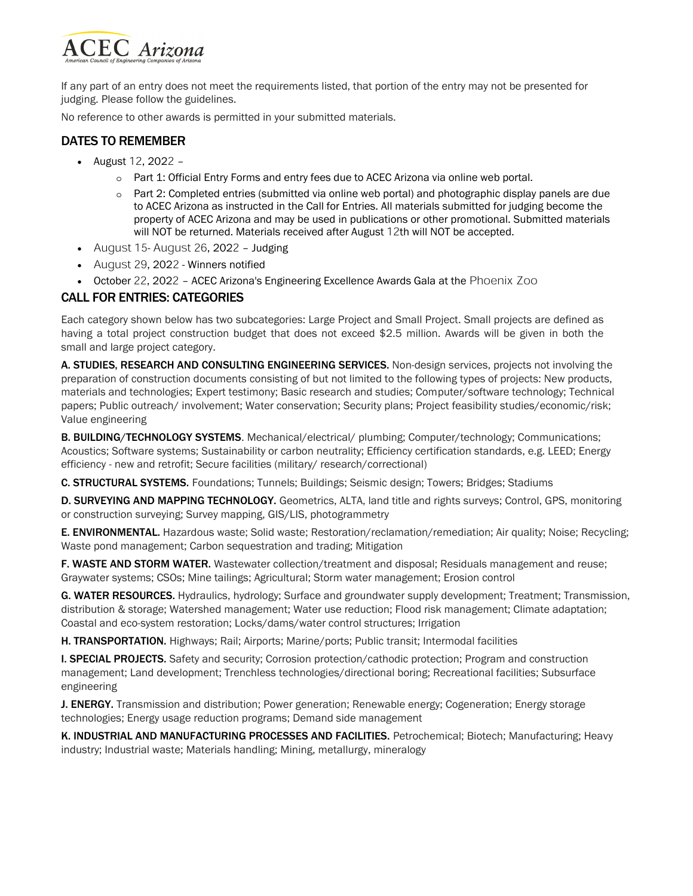If any part of an entry does not meet the requirements listed, that portion of the entry may not be presented for judging. Please follow the guidelines.

No reference to other awards is permitted in your submitted materials.

## DATES TO REMEMBER

- August 12, 2022 –
  - Part 1: Official Entry Forms and entry fees due to ACEC Arizona via online web portal.
  - Part 2: Completed entries (submitted via online web portal) and photographic display panels are due to ACEC Arizona as instructed in the Call for Entries. All materials submitted for judging become the property of ACEC Arizona and may be used in publications or other promotional. Submitted materials will NOT be returned. Materials received after August 12th will NOT be accepted.
- August 15- August 26, 2022 – Judging
- August 29, 2022 - Winners notified
- October 22, 2022 – ACEC Arizona's Engineering Excellence Awards Gala at the Phoenix Zoo

## CALL FOR ENTRIES: CATEGORIES

Each category shown below has two subcategories: Large Project and Small Project. Small projects are defined as having a total project construction budget that does not exceed $2.5 million. Awards will be given in both the small and large project category.

**A. STUDIES, RESEARCH AND CONSULTING ENGINEERING SERVICES.** Non-design services, projects not involving the preparation of construction documents consisting of but not limited to the following types of projects: New products, materials and technologies; Expert testimony; Basic research and studies; Computer/software technology; Technical papers; Public outreach/ involvement; Water conservation; Security plans; Project feasibility studies/economic/risk; Value engineering

**B. BUILDING/TECHNOLOGY SYSTEMS**. Mechanical/electrical/ plumbing; Computer/technology; Communications; Acoustics; Software systems; Sustainability or carbon neutrality; Efficiency certification standards, e.g. LEED; Energy efficiency - new and retrofit; Secure facilities (military/ research/correctional)

**C. STRUCTURAL SYSTEMS.** Foundations; Tunnels; Buildings; Seismic design; Towers; Bridges; Stadiums

**D. SURVEYING AND MAPPING TECHNOLOGY.** Geometrics, ALTA, land title and rights surveys; Control, GPS, monitoring or construction surveying; Survey mapping, GIS/LIS, photogrammetry

**E. ENVIRONMENTAL.** Hazardous waste; Solid waste; Restoration/reclamation/remediation; Air quality; Noise; Recycling; Waste pond management; Carbon sequestration and trading; Mitigation

**F. WASTE AND STORM WATER.** Wastewater collection/treatment and disposal; Residuals management and reuse; Graywater systems; CSOs; Mine tailings; Agricultural; Storm water management; Erosion control

**G. WATER RESOURCES.** Hydraulics, hydrology; Surface and groundwater supply development; Treatment; Transmission, distribution & storage; Watershed management; Water use reduction; Flood risk management; Climate adaptation; Coastal and eco-system restoration; Locks/dams/water control structures; Irrigation

**H. TRANSPORTATION.** Highways; Rail; Airports; Marine/ports; Public transit; Intermodal facilities

**I. SPECIAL PROJECTS.** Safety and security; Corrosion protection/cathodic protection; Program and construction management; Land development; Trenchless technologies/directional boring; Recreational facilities; Subsurface engineering

**J. ENERGY.** Transmission and distribution; Power generation; Renewable energy; Cogeneration; Energy storage technologies; Energy usage reduction programs; Demand side management

**K. INDUSTRIAL AND MANUFACTURING PROCESSES AND FACILITIES.** Petrochemical; Biotech; Manufacturing; Heavy industry; Industrial waste; Materials handling; Mining, metallurgy, mineralogy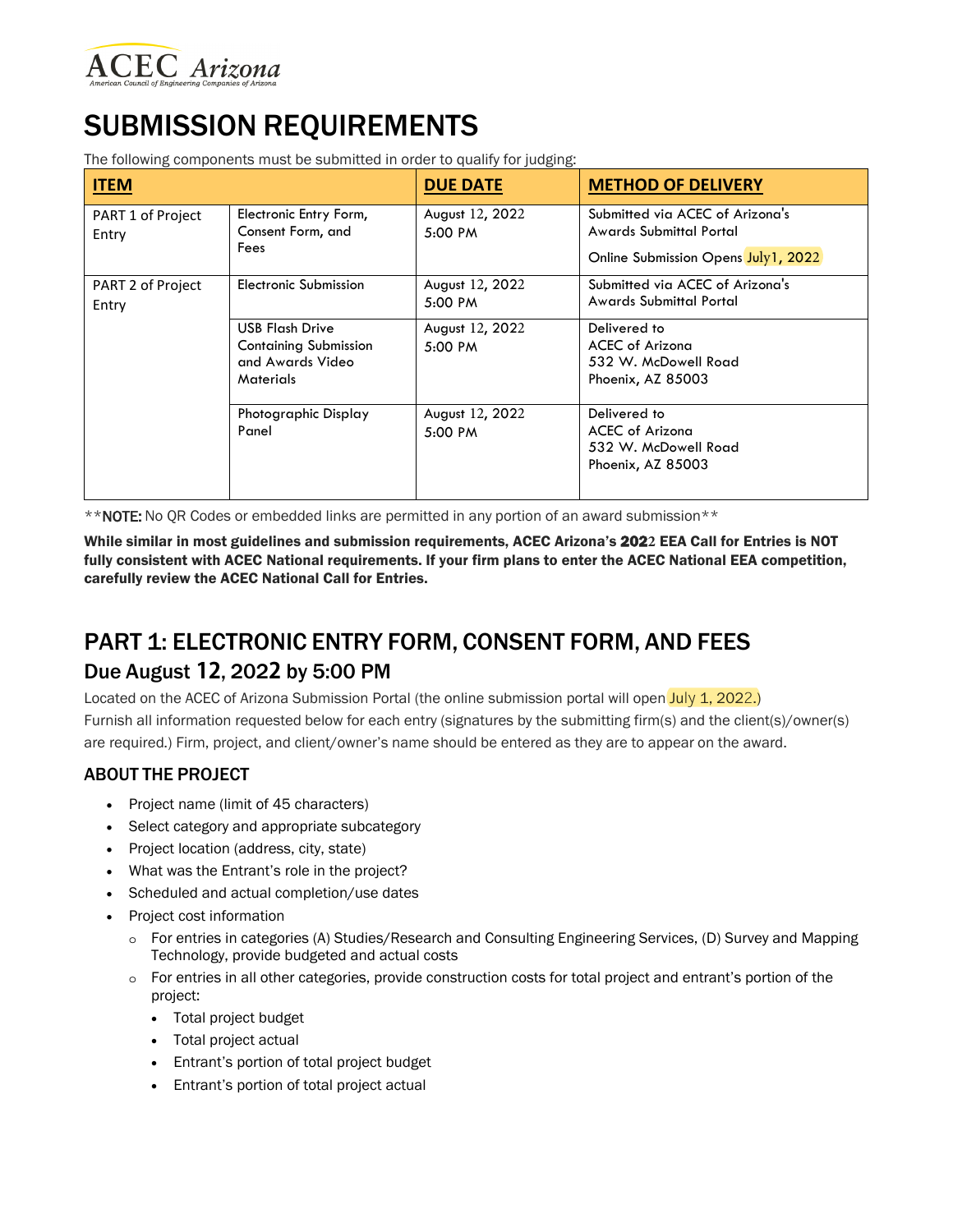# SUBMISSION REQUIREMENTS

The following components must be submitted in order to qualify for judging:

| ITEM | | DUE DATE | METHOD OF DELIVERY |
|---|---|---|---|
| PART 1 of Project Entry | Electronic Entry Form, Consent Form, and Fees | August 12, 2022 5:00 PM | Submitted via ACEC of Arizona's Awards Submittal Portal<br>Online Submission Opens July1, 2022 |
| PART 2 of Project Entry | Electronic Submission | August 12, 2022 5:00 PM | Submitted via ACEC of Arizona's Awards Submittal Portal |
| | USB Flash Drive Containing Submission and Awards Video Materials | August 12, 2022 5:00 PM | Delivered to ACEC of Arizona 532 W. McDowell Road Phoenix, AZ 85003 |
| | Photographic Display Panel | August 12, 2022 5:00 PM | Delivered to ACEC of Arizona 532 W. McDowell Road Phoenix, AZ 85003 |

**NOTE: No QR Codes or embedded links are permitted in any portion of an award submission**

**While similar in most guidelines and submission requirements, ACEC Arizona's 2022 EEA Call for Entries is NOT fully consistent with ACEC National requirements. If your firm plans to enter the ACEC National EEA competition, carefully review the ACEC National Call for Entries.**

## PART 1: ELECTRONIC ENTRY FORM, CONSENT FORM, AND FEES

### Due August 12, 2022 by 5:00 PM

Located on the ACEC of Arizona Submission Portal (the online submission portal will open July 1, 2022.)
Furnish all information requested below for each entry (signatures by the submitting firm(s) and the client(s)/owner(s) are required.) Firm, project, and client/owner's name should be entered as they are to appear on the award.

### ABOUT THE PROJECT

- Project name (limit of 45 characters)
- Select category and appropriate subcategory
- Project location (address, city, state)
- What was the Entrant's role in the project?
- Scheduled and actual completion/use dates
- Project cost information
  - For entries in categories (A) Studies/Research and Consulting Engineering Services, (D) Survey and Mapping Technology, provide budgeted and actual costs
  - For entries in all other categories, provide construction costs for total project and entrant's portion of the project:
    - Total project budget
    - Total project actual
    - Entrant's portion of total project budget
    - Entrant's portion of total project actual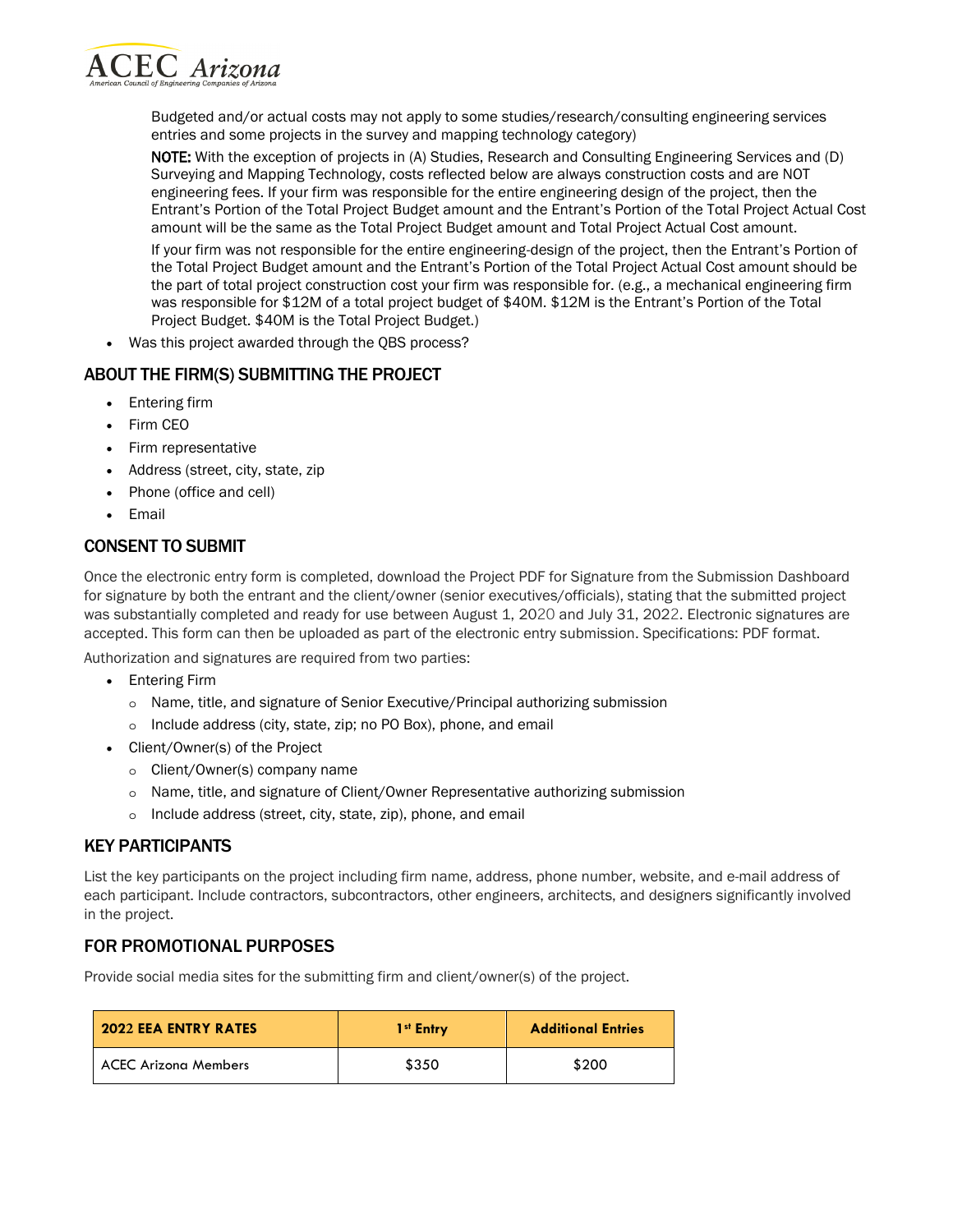Budgeted and/or actual costs may not apply to some studies/research/consulting engineering services entries and some projects in the survey and mapping technology category)

**NOTE:** With the exception of projects in (A) Studies, Research and Consulting Engineering Services and (D) Surveying and Mapping Technology, costs reflected below are always construction costs and are NOT engineering fees. If your firm was responsible for the entire engineering design of the project, then the Entrant's Portion of the Total Project Budget amount and the Entrant's Portion of the Total Project Actual Cost amount will be the same as the Total Project Budget amount and Total Project Actual Cost amount.

If your firm was not responsible for the entire engineering-design of the project, then the Entrant's Portion of the Total Project Budget amount and the Entrant's Portion of the Total Project Actual Cost amount should be the part of total project construction cost your firm was responsible for. (e.g., a mechanical engineering firm was responsible for $12M of a total project budget of $40M. $12M is the Entrant's Portion of the Total Project Budget. $40M is the Total Project Budget.)

- Was this project awarded through the QBS process?

## ABOUT THE FIRM(S) SUBMITTING THE PROJECT

- Entering firm
- Firm CEO
- Firm representative
- Address (street, city, state, zip
- Phone (office and cell)
- Email

## CONSENT TO SUBMIT

Once the electronic entry form is completed, download the Project PDF for Signature from the Submission Dashboard for signature by both the entrant and the client/owner (senior executives/officials), stating that the submitted project was substantially completed and ready for use between August 1, 2020 and July 31, 2022. Electronic signatures are accepted. This form can then be uploaded as part of the electronic entry submission. Specifications: PDF format.

Authorization and signatures are required from two parties:

- Entering Firm
  - Name, title, and signature of Senior Executive/Principal authorizing submission
  - Include address (city, state, zip; no PO Box), phone, and email
- Client/Owner(s) of the Project
  - Client/Owner(s) company name
  - Name, title, and signature of Client/Owner Representative authorizing submission
  - Include address (street, city, state, zip), phone, and email

## KEY PARTICIPANTS

List the key participants on the project including firm name, address, phone number, website, and e-mail address of each participant. Include contractors, subcontractors, other engineers, architects, and designers significantly involved in the project.

## FOR PROMOTIONAL PURPOSES

Provide social media sites for the submitting firm and client/owner(s) of the project.

| 2022 EEA ENTRY RATES | 1st Entry | Additional Entries |
|---|---|---|
| ACEC Arizona Members | $350 | $200 |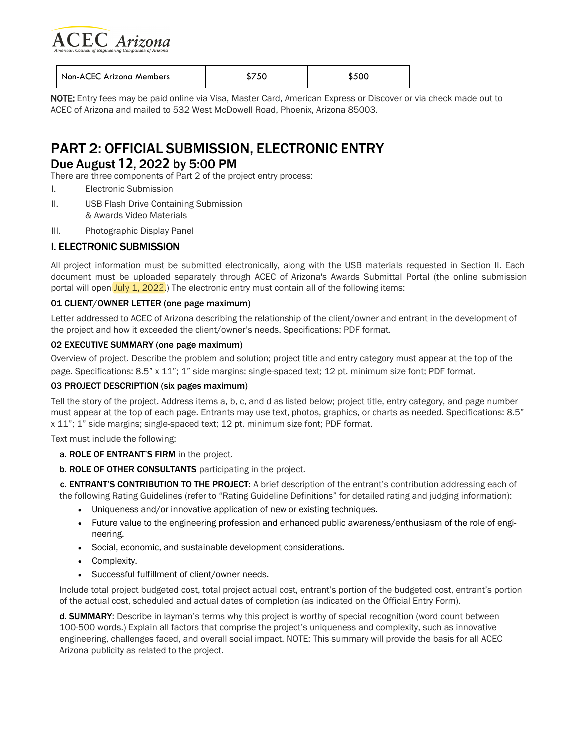| Non-ACEC Arizona Members | $750 | $500 |
|---|---|---|

**NOTE:** Entry fees may be paid online via Visa, Master Card, American Express or Discover or via check made out to ACEC of Arizona and mailed to 532 West McDowell Road, Phoenix, Arizona 85003.

# PART 2: OFFICIAL SUBMISSION, ELECTRONIC ENTRY

## Due August 12, 2022 by 5:00 PM

There are three components of Part 2 of the project entry process:

I. Electronic Submission

II. USB Flash Drive Containing Submission & Awards Video Materials

III. Photographic Display Panel

## I. ELECTRONIC SUBMISSION

All project information must be submitted electronically, along with the USB materials requested in Section II. Each document must be uploaded separately through ACEC of Arizona's Awards Submittal Portal (the online submission portal will open July 1, 2022.) The electronic entry must contain all of the following items:

### 01 CLIENT/OWNER LETTER (one page maximum)

Letter addressed to ACEC of Arizona describing the relationship of the client/owner and entrant in the development of the project and how it exceeded the client/owner's needs. Specifications: PDF format.

### 02 EXECUTIVE SUMMARY (one page maximum)

Overview of project. Describe the problem and solution; project title and entry category must appear at the top of the page. Specifications: 8.5" x 11"; 1" side margins; single-spaced text; 12 pt. minimum size font; PDF format.

### 03 PROJECT DESCRIPTION (six pages maximum)

Tell the story of the project. Address items a, b, c, and d as listed below; project title, entry category, and page number must appear at the top of each page. Entrants may use text, photos, graphics, or charts as needed. Specifications: 8.5" x 11"; 1" side margins; single-spaced text; 12 pt. minimum size font; PDF format.

Text must include the following:

**a. ROLE OF ENTRANT'S FIRM** in the project.

**b. ROLE OF OTHER CONSULTANTS** participating in the project.

**c. ENTRANT'S CONTRIBUTION TO THE PROJECT:** A brief description of the entrant's contribution addressing each of the following Rating Guidelines (refer to "Rating Guideline Definitions" for detailed rating and judging information):

- Uniqueness and/or innovative application of new or existing techniques.
- Future value to the engineering profession and enhanced public awareness/enthusiasm of the role of engineering.
- Social, economic, and sustainable development considerations.
- Complexity.
- Successful fulfillment of client/owner needs.

Include total project budgeted cost, total project actual cost, entrant's portion of the budgeted cost, entrant's portion of the actual cost, scheduled and actual dates of completion (as indicated on the Official Entry Form).

**d. SUMMARY**: Describe in layman's terms why this project is worthy of special recognition (word count between 100-500 words.) Explain all factors that comprise the project's uniqueness and complexity, such as innovative engineering, challenges faced, and overall social impact. NOTE: This summary will provide the basis for all ACEC Arizona publicity as related to the project.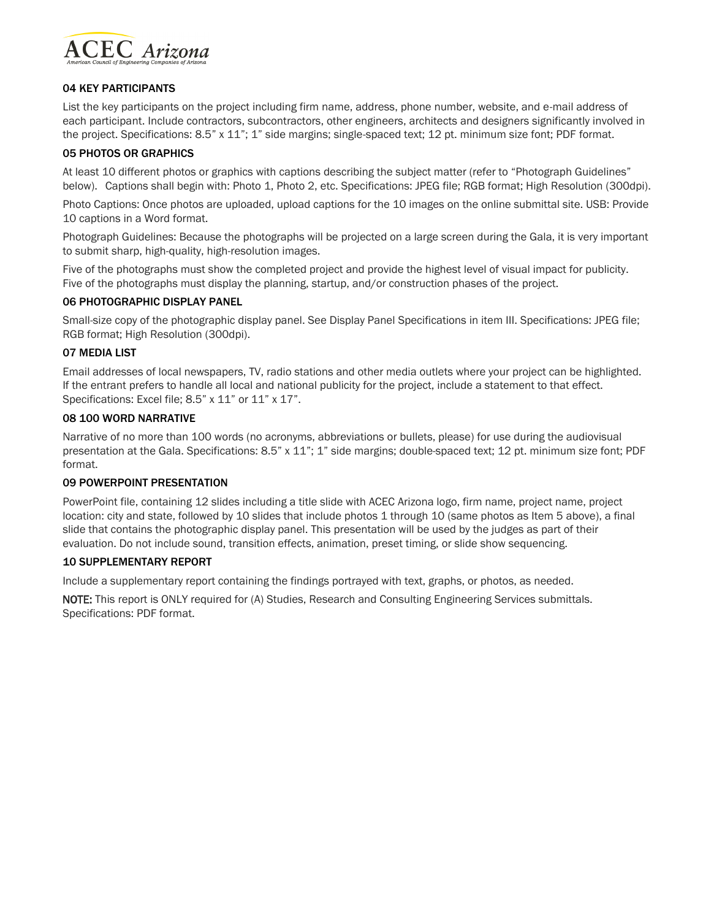### 04 KEY PARTICIPANTS

List the key participants on the project including firm name, address, phone number, website, and e-mail address of each participant. Include contractors, subcontractors, other engineers, architects and designers significantly involved in the project. Specifications: 8.5" x 11"; 1" side margins; single-spaced text; 12 pt. minimum size font; PDF format.

### 05 PHOTOS OR GRAPHICS

At least 10 different photos or graphics with captions describing the subject matter (refer to "Photograph Guidelines" below). Captions shall begin with: Photo 1, Photo 2, etc. Specifications: JPEG file; RGB format; High Resolution (300dpi).

Photo Captions: Once photos are uploaded, upload captions for the 10 images on the online submittal site. USB: Provide 10 captions in a Word format.

Photograph Guidelines: Because the photographs will be projected on a large screen during the Gala, it is very important to submit sharp, high-quality, high-resolution images.

Five of the photographs must show the completed project and provide the highest level of visual impact for publicity. Five of the photographs must display the planning, startup, and/or construction phases of the project.

### 06 PHOTOGRAPHIC DISPLAY PANEL

Small-size copy of the photographic display panel. See Display Panel Specifications in item III. Specifications: JPEG file; RGB format; High Resolution (300dpi).

### 07 MEDIA LIST

Email addresses of local newspapers, TV, radio stations and other media outlets where your project can be highlighted. If the entrant prefers to handle all local and national publicity for the project, include a statement to that effect. Specifications: Excel file; 8.5" x 11" or 11" x 17".

### 08 100 WORD NARRATIVE

Narrative of no more than 100 words (no acronyms, abbreviations or bullets, please) for use during the audiovisual presentation at the Gala. Specifications: 8.5" x 11"; 1" side margins; double-spaced text; 12 pt. minimum size font; PDF format.

### 09 POWERPOINT PRESENTATION

PowerPoint file, containing 12 slides including a title slide with ACEC Arizona logo, firm name, project name, project location: city and state, followed by 10 slides that include photos 1 through 10 (same photos as Item 5 above), a final slide that contains the photographic display panel. This presentation will be used by the judges as part of their evaluation. Do not include sound, transition effects, animation, preset timing, or slide show sequencing.

### 10 SUPPLEMENTARY REPORT

Include a supplementary report containing the findings portrayed with text, graphs, or photos, as needed.

NOTE: This report is ONLY required for (A) Studies, Research and Consulting Engineering Services submittals. Specifications: PDF format.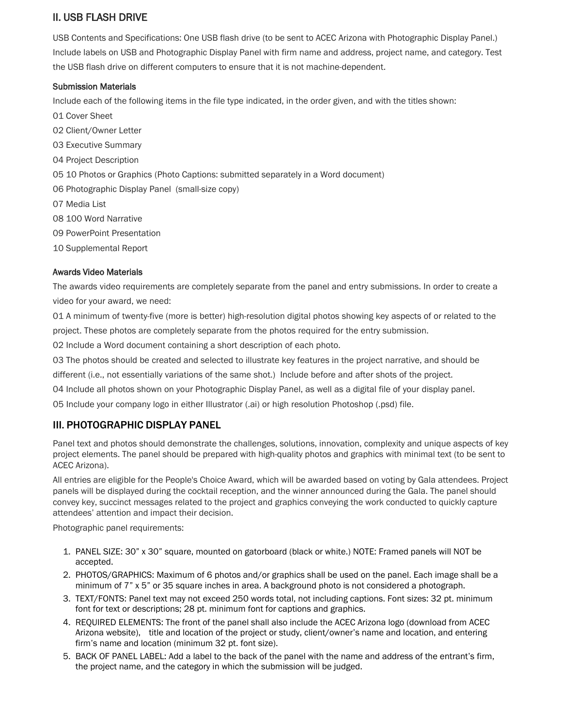## II. USB FLASH DRIVE

USB Contents and Specifications: One USB flash drive (to be sent to ACEC Arizona with Photographic Display Panel.) Include labels on USB and Photographic Display Panel with firm name and address, project name, and category. Test the USB flash drive on different computers to ensure that it is not machine-dependent.

### Submission Materials

Include each of the following items in the file type indicated, in the order given, and with the titles shown:

01 Cover Sheet
02 Client/Owner Letter
03 Executive Summary
04 Project Description
05 10 Photos or Graphics (Photo Captions: submitted separately in a Word document)
06 Photographic Display Panel (small-size copy)
07 Media List
08 100 Word Narrative
09 PowerPoint Presentation
10 Supplemental Report

### Awards Video Materials

The awards video requirements are completely separate from the panel and entry submissions. In order to create a video for your award, we need:

01 A minimum of twenty-five (more is better) high-resolution digital photos showing key aspects of or related to the project. These photos are completely separate from the photos required for the entry submission.
02 Include a Word document containing a short description of each photo.
03 The photos should be created and selected to illustrate key features in the project narrative, and should be different (i.e., not essentially variations of the same shot.) Include before and after shots of the project.
04 Include all photos shown on your Photographic Display Panel, as well as a digital file of your display panel.
05 Include your company logo in either Illustrator (.ai) or high resolution Photoshop (.psd) file.

## III. PHOTOGRAPHIC DISPLAY PANEL

Panel text and photos should demonstrate the challenges, solutions, innovation, complexity and unique aspects of key project elements. The panel should be prepared with high-quality photos and graphics with minimal text (to be sent to ACEC Arizona).

All entries are eligible for the People's Choice Award, which will be awarded based on voting by Gala attendees. Project panels will be displayed during the cocktail reception, and the winner announced during the Gala. The panel should convey key, succinct messages related to the project and graphics conveying the work conducted to quickly capture attendees' attention and impact their decision.

Photographic panel requirements:

1. PANEL SIZE: 30" x 30" square, mounted on gatorboard (black or white.) NOTE: Framed panels will NOT be accepted.
2. PHOTOS/GRAPHICS: Maximum of 6 photos and/or graphics shall be used on the panel. Each image shall be a minimum of 7" x 5" or 35 square inches in area. A background photo is not considered a photograph.
3. TEXT/FONTS: Panel text may not exceed 250 words total, not including captions. Font sizes: 32 pt. minimum font for text or descriptions; 28 pt. minimum font for captions and graphics.
4. REQUIRED ELEMENTS: The front of the panel shall also include the ACEC Arizona logo (download from ACEC Arizona website), title and location of the project or study, client/owner's name and location, and entering firm's name and location (minimum 32 pt. font size).
5. BACK OF PANEL LABEL: Add a label to the back of the panel with the name and address of the entrant's firm, the project name, and the category in which the submission will be judged.